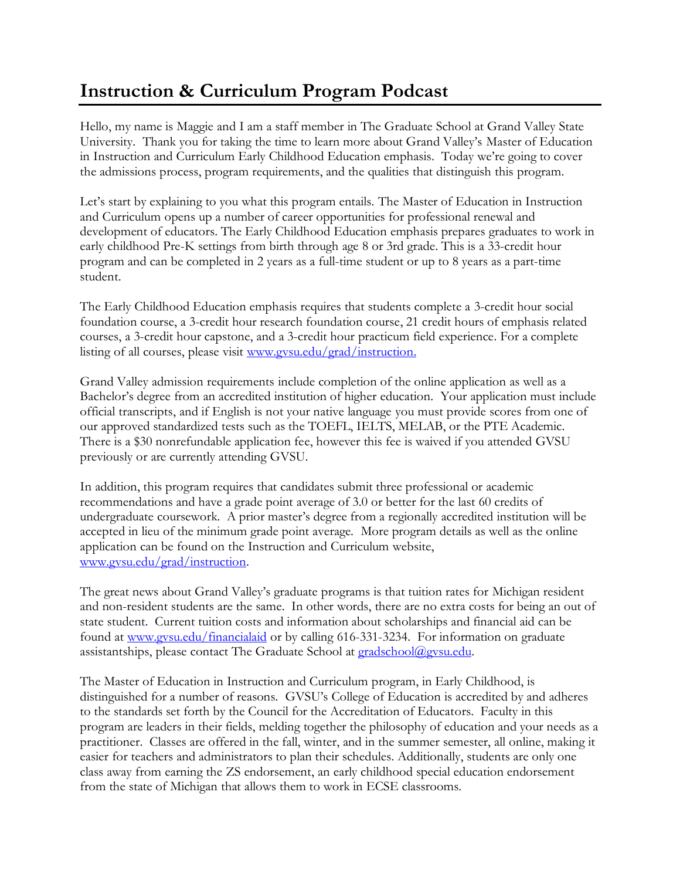# Instruction & Curriculum Program Podcast

Hello, my name is Maggie and I am a staff member in The Graduate School at Grand Valley State University. Thank you for taking the time to learn more about Grand Valley's Master of Education in Instruction and Curriculum Early Childhood Education emphasis. Today we're going to cover the admissions process, program requirements, and the qualities that distinguish this program.

Let's start by explaining to you what this program entails. The Master of Education in Instruction and Curriculum opens up a number of career opportunities for professional renewal and development of educators. The Early Childhood Education emphasis prepares graduates to work in early childhood Pre-K settings from birth through age 8 or 3rd grade. This is a 33-credit hour program and can be completed in 2 years as a full-time student or up to 8 years as a part-time student.

The Early Childhood Education emphasis requires that students complete a 3-credit hour social foundation course, a 3-credit hour research foundation course, 21 credit hours of emphasis related courses, a 3-credit hour capstone, and a 3-credit hour practicum field experience. For a complete listing of all courses, please visit [www.gvsu.edu/grad/instruction.](www.gvsu.edu/grad/instruction)

Grand Valley admission requirements include completion of the online application as well as a Bachelor's degree from an accredited institution of higher education. Your application must include official transcripts, and if English is not your native language you must provide scores from one of our approved standardized tests such as the TOEFL, IELTS, MELAB, or the PTE Academic. There is a $30 nonrefundable application fee, however this fee is waived if you attended GVSU previously or are currently attending GVSU.

In addition, this program requires that candidates submit three professional or academic recommendations and have a grade point average of 3.0 or better for the last 60 credits of undergraduate coursework. A prior master's degree from a regionally accredited institution will be accepted in lieu of the minimum grade point average. More program details as well as the online application can be found on the Instruction and Curriculum website, [www.gvsu.edu/grad/instruction](www.gvsu.edu/grad/instruction).

The great news about Grand Valley's graduate programs is that tuition rates for Michigan resident and non-resident students are the same. In other words, there are no extra costs for being an out of state student. Current tuition costs and information about scholarships and financial aid can be found at [www.gvsu.edu/financialaid](www.gvsu.edu/financialaid) or by calling 616-331-3234. For information on graduate assistantships, please contact The Graduate School at [gradschool@gvsu.edu](mailto:gradschool@gvsu.edu).

The Master of Education in Instruction and Curriculum program, in Early Childhood, is distinguished for a number of reasons. GVSU's College of Education is accredited by and adheres to the standards set forth by the Council for the Accreditation of Educators. Faculty in this program are leaders in their fields, melding together the philosophy of education and your needs as a practitioner. Classes are offered in the fall, winter, and in the summer semester, all online, making it easier for teachers and administrators to plan their schedules. Additionally, students are only one class away from earning the ZS endorsement, an early childhood special education endorsement from the state of Michigan that allows them to work in ECSE classrooms.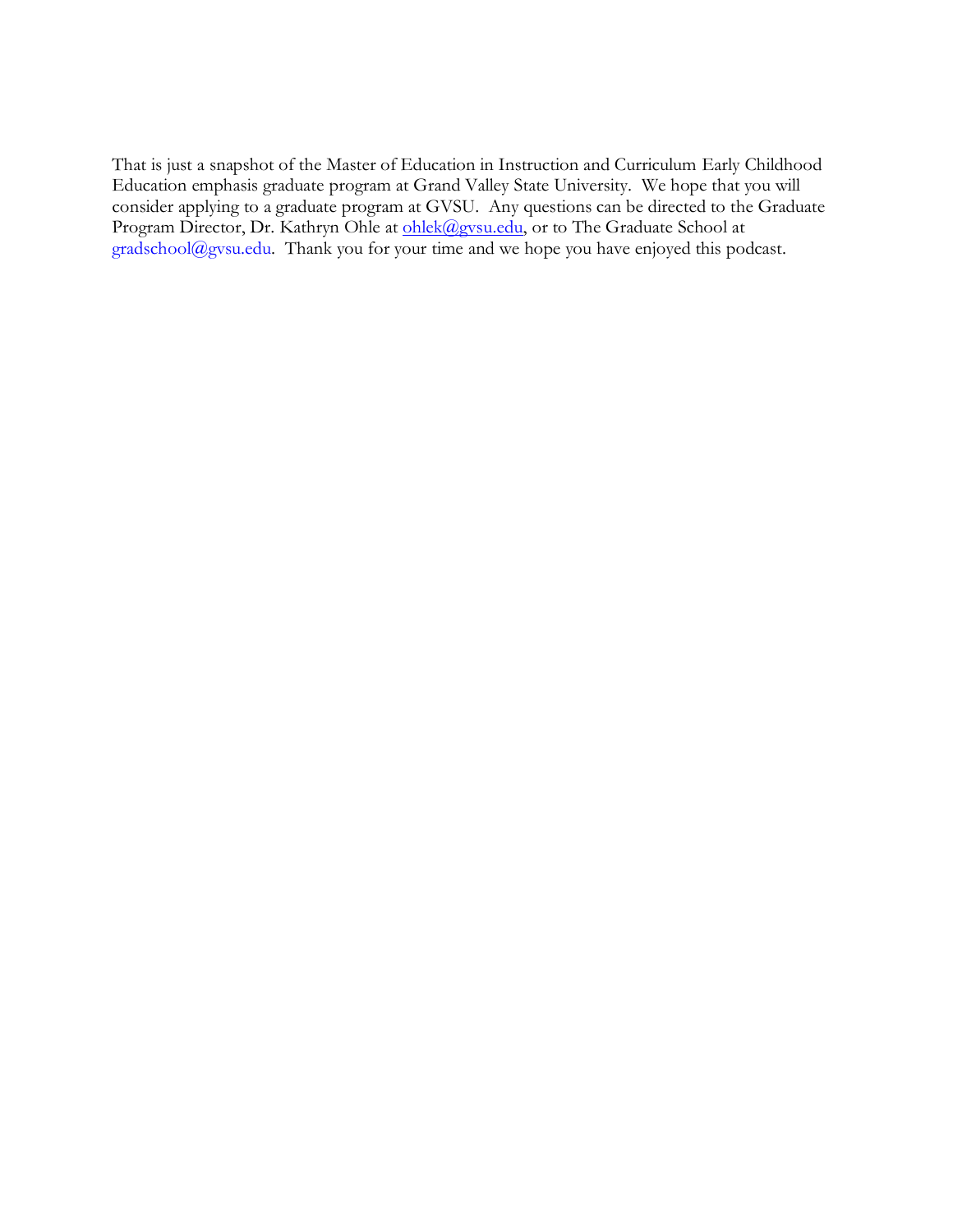That is just a snapshot of the Master of Education in Instruction and Curriculum Early Childhood Education emphasis graduate program at Grand Valley State University. We hope that you will consider applying to a graduate program at GVSU. Any questions can be directed to the Graduate Program Director, Dr. Kathryn Ohle at ohlek@gvsu.edu, or to The Graduate School at gradschool@gvsu.edu. Thank you for your time and we hope you have enjoyed this podcast.